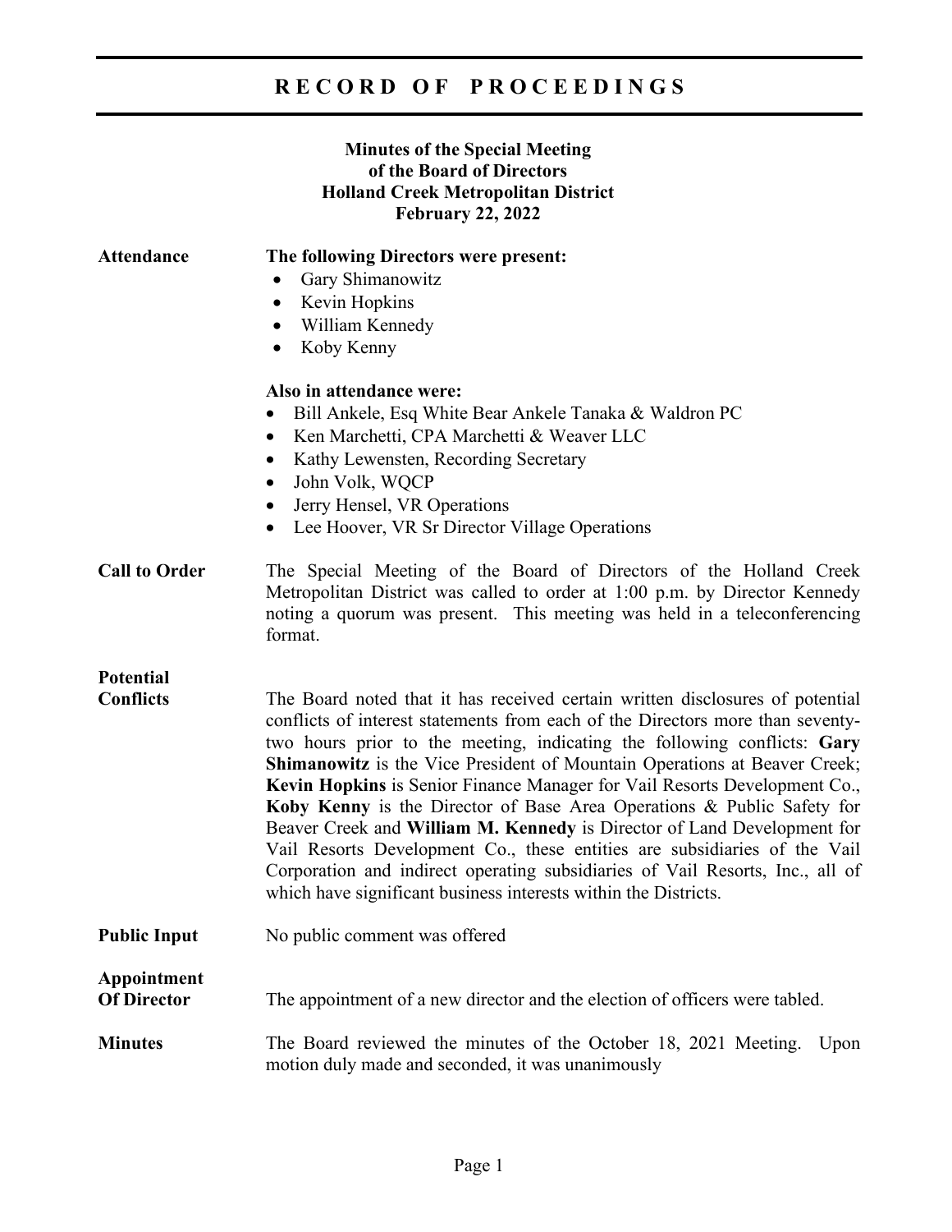# RECORD OF PROCEEDINGS

**Minutes of the Special Meeting**
**of the Board of Directors**
**Holland Creek Metropolitan District**
**February 22, 2022**

**Attendance**

**The following Directors were present:**

- Gary Shimanowitz
- Kevin Hopkins
- William Kennedy
- Koby Kenny

**Also in attendance were:**

- Bill Ankele, Esq White Bear Ankele Tanaka & Waldron PC
- Ken Marchetti, CPA Marchetti & Weaver LLC
- Kathy Lewensten, Recording Secretary
- John Volk, WQCP
- Jerry Hensel, VR Operations
- Lee Hoover, VR Sr Director Village Operations

**Call to Order**

The Special Meeting of the Board of Directors of the Holland Creek Metropolitan District was called to order at 1:00 p.m. by Director Kennedy noting a quorum was present. This meeting was held in a teleconferencing format.

**Potential Conflicts**

The Board noted that it has received certain written disclosures of potential conflicts of interest statements from each of the Directors more than seventy-two hours prior to the meeting, indicating the following conflicts: **Gary Shimanowitz** is the Vice President of Mountain Operations at Beaver Creek; **Kevin Hopkins** is Senior Finance Manager for Vail Resorts Development Co., **Koby Kenny** is the Director of Base Area Operations & Public Safety for Beaver Creek and **William M. Kennedy** is Director of Land Development for Vail Resorts Development Co., these entities are subsidiaries of the Vail Corporation and indirect operating subsidiaries of Vail Resorts, Inc., all of which have significant business interests within the Districts.

**Public Input**

No public comment was offered

**Appointment Of Director**

The appointment of a new director and the election of officers were tabled.

**Minutes**

The Board reviewed the minutes of the October 18, 2021 Meeting. Upon motion duly made and seconded, it was unanimously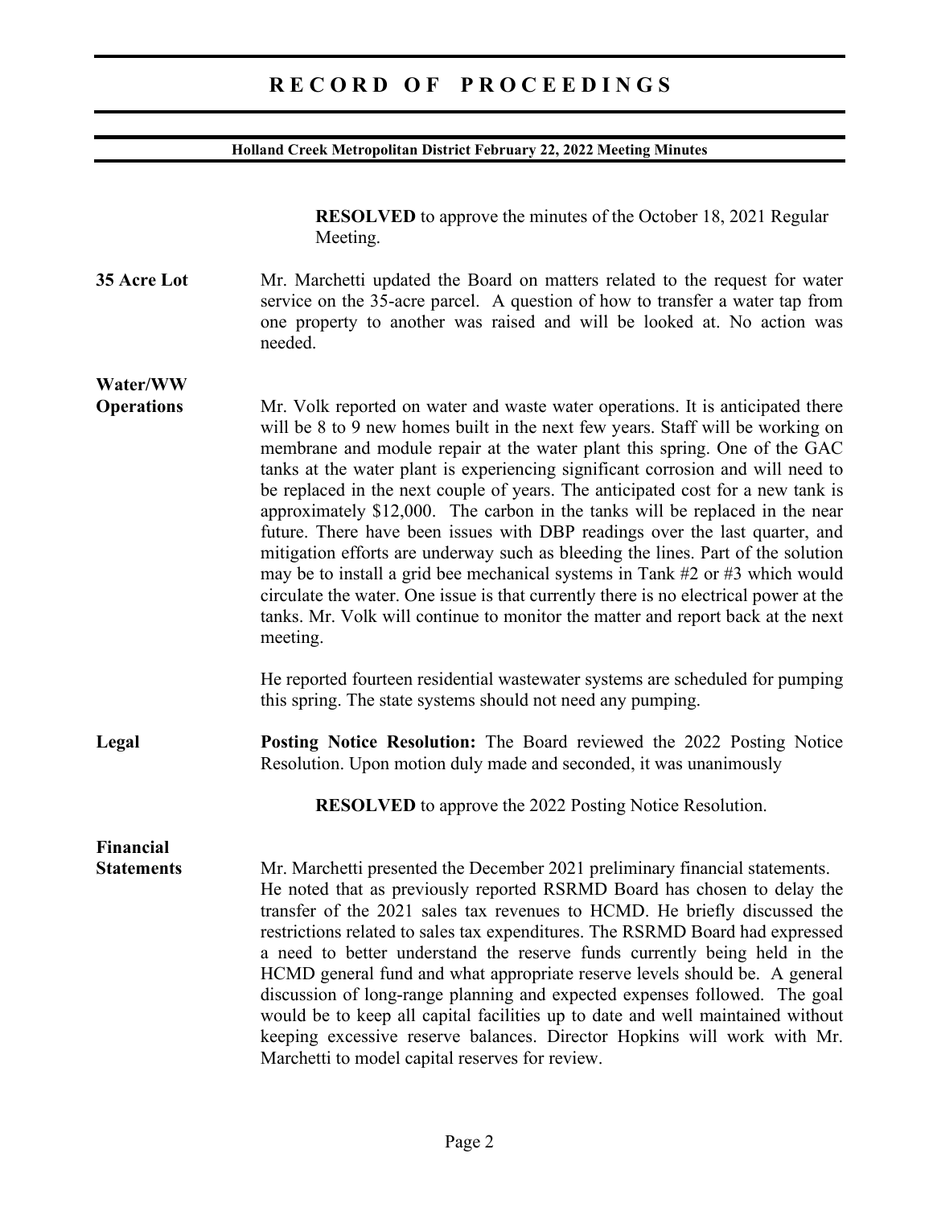**RESOLVED** to approve the minutes of the October 18, 2021 Regular Meeting.

**35 Acre Lot**

Mr. Marchetti updated the Board on matters related to the request for water service on the 35-acre parcel. A question of how to transfer a water tap from one property to another was raised and will be looked at. No action was needed.

**Water/WW Operations**

Mr. Volk reported on water and waste water operations. It is anticipated there will be 8 to 9 new homes built in the next few years. Staff will be working on membrane and module repair at the water plant this spring. One of the GAC tanks at the water plant is experiencing significant corrosion and will need to be replaced in the next couple of years. The anticipated cost for a new tank is approximately $12,000. The carbon in the tanks will be replaced in the near future. There have been issues with DBP readings over the last quarter, and mitigation efforts are underway such as bleeding the lines. Part of the solution may be to install a grid bee mechanical systems in Tank #2 or #3 which would circulate the water. One issue is that currently there is no electrical power at the tanks. Mr. Volk will continue to monitor the matter and report back at the next meeting.

He reported fourteen residential wastewater systems are scheduled for pumping this spring. The state systems should not need any pumping.

**Legal**

**Posting Notice Resolution:** The Board reviewed the 2022 Posting Notice Resolution. Upon motion duly made and seconded, it was unanimously

**RESOLVED** to approve the 2022 Posting Notice Resolution.

**Financial Statements**

Mr. Marchetti presented the December 2021 preliminary financial statements. He noted that as previously reported RSRMD Board has chosen to delay the transfer of the 2021 sales tax revenues to HCMD. He briefly discussed the restrictions related to sales tax expenditures. The RSRMD Board had expressed a need to better understand the reserve funds currently being held in the HCMD general fund and what appropriate reserve levels should be. A general discussion of long-range planning and expected expenses followed. The goal would be to keep all capital facilities up to date and well maintained without keeping excessive reserve balances. Director Hopkins will work with Mr. Marchetti to model capital reserves for review.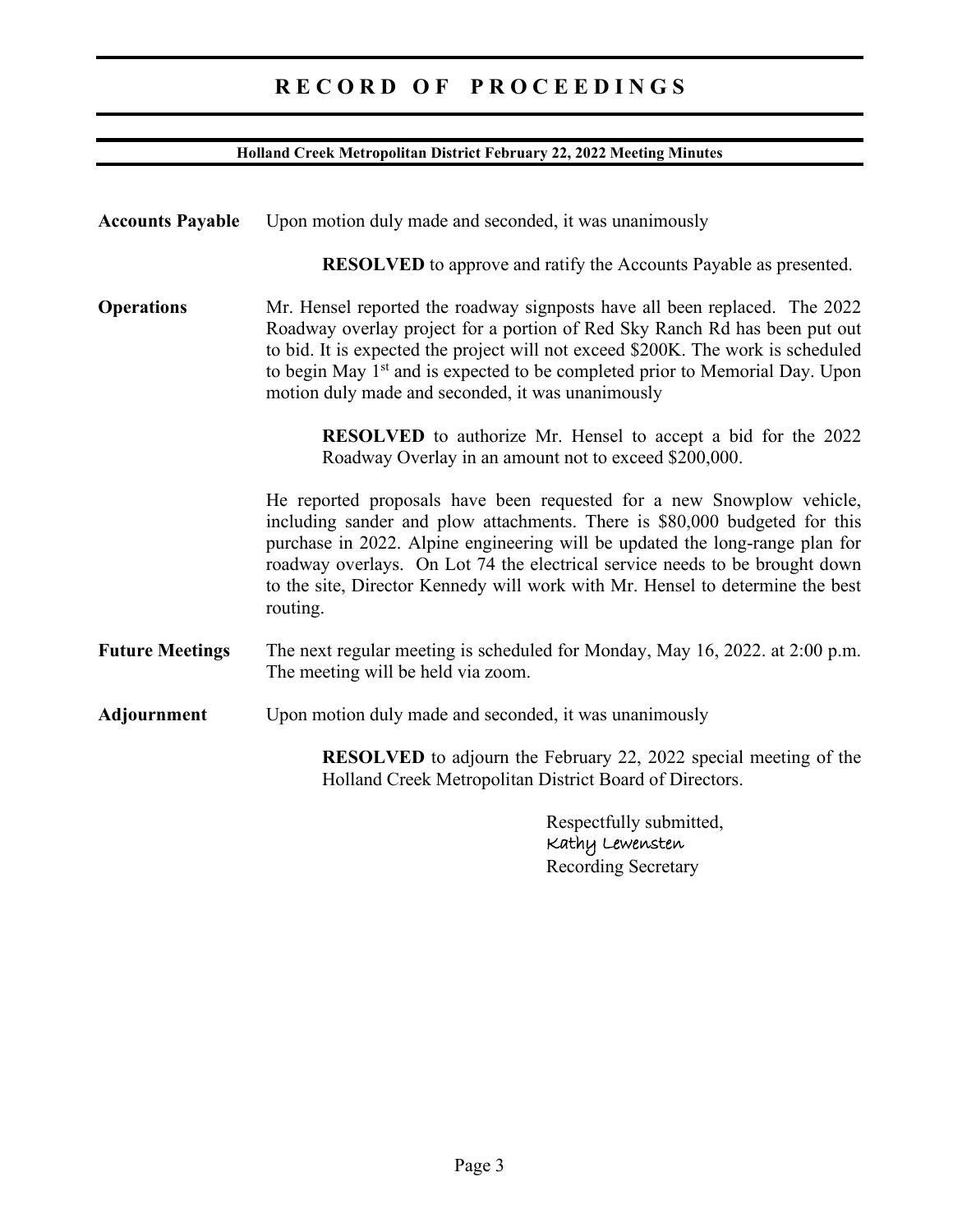**Accounts Payable**

Upon motion duly made and seconded, it was unanimously

> **RESOLVED** to approve and ratify the Accounts Payable as presented.

**Operations**

Mr. Hensel reported the roadway signposts have all been replaced. The 2022 Roadway overlay project for a portion of Red Sky Ranch Rd has been put out to bid. It is expected the project will not exceed $200K. The work is scheduled to begin May 1st and is expected to be completed prior to Memorial Day. Upon motion duly made and seconded, it was unanimously

> **RESOLVED** to authorize Mr. Hensel to accept a bid for the 2022 Roadway Overlay in an amount not to exceed $200,000.

He reported proposals have been requested for a new Snowplow vehicle, including sander and plow attachments. There is $80,000 budgeted for this purchase in 2022. Alpine engineering will be updated the long-range plan for roadway overlays. On Lot 74 the electrical service needs to be brought down to the site, Director Kennedy will work with Mr. Hensel to determine the best routing.

**Future Meetings**

The next regular meeting is scheduled for Monday, May 16, 2022. at 2:00 p.m. The meeting will be held via zoom.

**Adjournment**

Upon motion duly made and seconded, it was unanimously

> **RESOLVED** to adjourn the February 22, 2022 special meeting of the Holland Creek Metropolitan District Board of Directors.

Respectfully submitted,
Kathy Lewensten
Recording Secretary